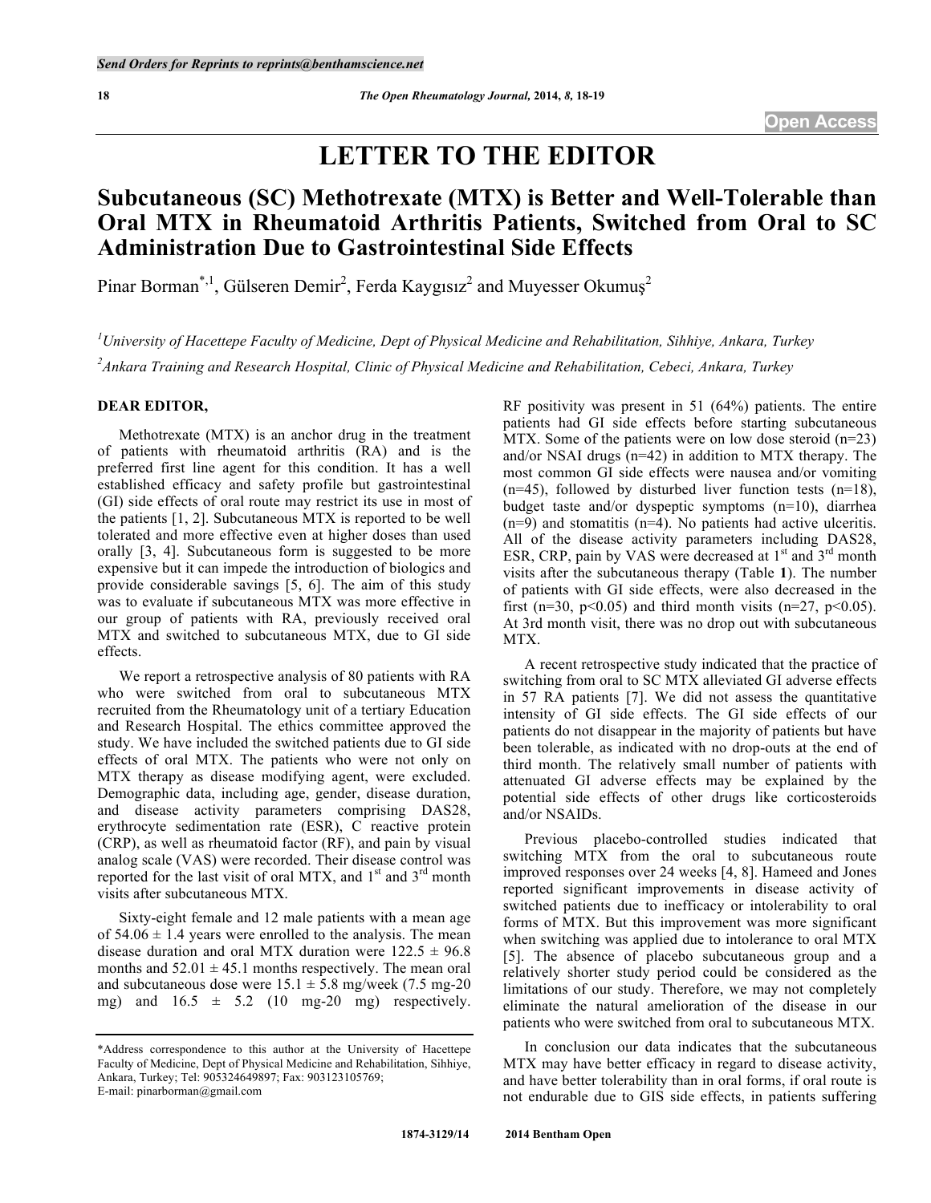# LETTER TO THE EDITOR

## Subcutaneous (SC) Methotrexate (MTX) is Better and Well-Tolerable than Oral MTX in Rheumatoid Arthritis Patients, Switched from Oral to SC Administration Due to Gastrointestinal Side Effects

Pinar Borman[*,1], Gülseren Demir[2], Ferda Kaygısız[2] and Muyesser Okumuş[2]

[1] *University of Hacettepe Faculty of Medicine, Dept of Physical Medicine and Rehabilitation, Sihhiye, Ankara, Turkey*

[2] *Ankara Training and Research Hospital, Clinic of Physical Medicine and Rehabilitation, Cebeci, Ankara, Turkey*

**DEAR EDITOR,**

Methotrexate (MTX) is an anchor drug in the treatment of patients with rheumatoid arthritis (RA) and is the preferred first line agent for this condition. It has a well established efficacy and safety profile but gastrointestinal (GI) side effects of oral route may restrict its use in most of the patients [1, 2]. Subcutaneous MTX is reported to be well tolerated and more effective even at higher doses than used orally [3, 4]. Subcutaneous form is suggested to be more expensive but it can impede the introduction of biologics and provide considerable savings [5, 6]. The aim of this study was to evaluate if subcutaneous MTX was more effective in our group of patients with RA, previously received oral MTX and switched to subcutaneous MTX, due to GI side effects.

We report a retrospective analysis of 80 patients with RA who were switched from oral to subcutaneous MTX recruited from the Rheumatology unit of a tertiary Education and Research Hospital. The ethics committee approved the study. We have included the switched patients due to GI side effects of oral MTX. The patients who were not only on MTX therapy as disease modifying agent, were excluded. Demographic data, including age, gender, disease duration, and disease activity parameters comprising DAS28, erythrocyte sedimentation rate (ESR), C reactive protein (CRP), as well as rheumatoid factor (RF), and pain by visual analog scale (VAS) were recorded. Their disease control was reported for the last visit of oral MTX, and 1[st] and 3[rd] month visits after subcutaneous MTX.

Sixty-eight female and 12 male patients with a mean age of 54.06 ± 1.4 years were enrolled to the analysis. The mean disease duration and oral MTX duration were 122.5 ± 96.8 months and 52.01 ± 45.1 months respectively. The mean oral and subcutaneous dose were 15.1 ± 5.8 mg/week (7.5 mg-20 mg) and 16.5 ± 5.2 (10 mg-20 mg) respectively. RF positivity was present in 51 (64%) patients. The entire patients had GI side effects before starting subcutaneous MTX. Some of the patients were on low dose steroid (n=23) and/or NSAI drugs (n=42) in addition to MTX therapy. The most common GI side effects were nausea and/or vomiting (n=45), followed by disturbed liver function tests (n=18), budget taste and/or dyspeptic symptoms (n=10), diarrhea (n=9) and stomatitis (n=4). No patients had active ulceritis. All of the disease activity parameters including DAS28, ESR, CRP, pain by VAS were decreased at 1[st] and 3[rd] month visits after the subcutaneous therapy (Table **1**). The number of patients with GI side effects, were also decreased in the first (n=30, $p<0.05$) and third month visits (n=27, $p<0.05$). At 3rd month visit, there was no drop out with subcutaneous MTX.

A recent retrospective study indicated that the practice of switching from oral to SC MTX alleviated GI adverse effects in 57 RA patients [7]. We did not assess the quantitative intensity of GI side effects. The GI side effects of our patients do not disappear in the majority of patients but have been tolerable, as indicated with no drop-outs at the end of third month. The relatively small number of patients with attenuated GI adverse effects may be explained by the potential side effects of other drugs like corticosteroids and/or NSAIDs.

Previous placebo-controlled studies indicated that switching MTX from the oral to subcutaneous route improved responses over 24 weeks [4, 8]. Hameed and Jones reported significant improvements in disease activity of switched patients due to inefficacy or intolerability to oral forms of MTX. But this improvement was more significant when switching was applied due to intolerance to oral MTX [5]. The absence of placebo subcutaneous group and a relatively shorter study period could be considered as the limitations of our study. Therefore, we may not completely eliminate the natural amelioration of the disease in our patients who were switched from oral to subcutaneous MTX.

In conclusion our data indicates that the subcutaneous MTX may have better efficacy in regard to disease activity, and have better tolerability than in oral forms, if oral route is not endurable due to GIS side effects, in patients suffering

*Address correspondence to this author at the University of Hacettepe Faculty of Medicine, Dept of Physical Medicine and Rehabilitation, Sihhiye, Ankara, Turkey; Tel: 905324649897; Fax: 903123105769; E-mail: pinarborman@gmail.com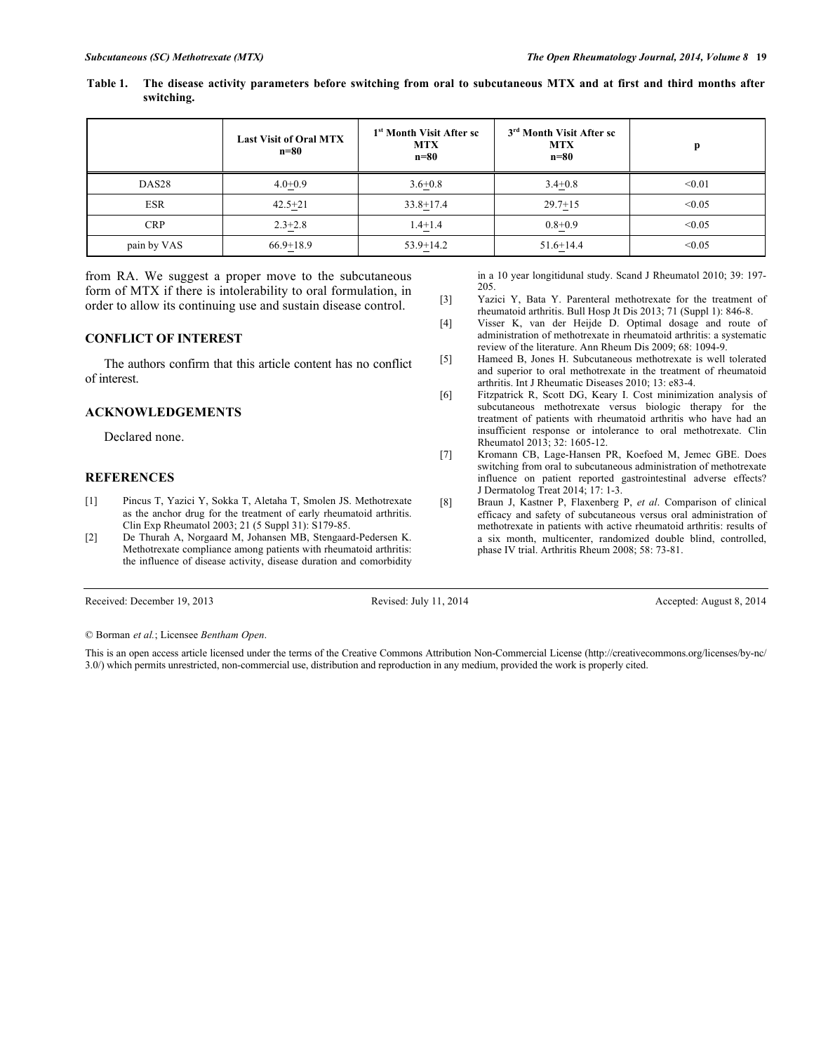**Table 1. The disease activity parameters before switching from oral to subcutaneous MTX and at first and third months after switching.**

| | Last Visit of Oral MTX n=80 | 1st Month Visit After sc MTX n=80 | 3rd Month Visit After sc MTX n=80 | p |
|---|---|---|---|---|
| DAS28 | 4.0±0.9 | 3.6±0.8 | 3.4±0.8 | <0.01 |
| ESR | 42.5±21 | 33.8±17.4 | 29.7±15 | <0.05 |
| CRP | 2.3±2.8 | 1.4±1.4 | 0.8±0.9 | <0.05 |
| pain by VAS | 66.9±18.9 | 53.9±14.2 | 51.6±14.4 | <0.05 |

from RA. We suggest a proper move to the subcutaneous form of MTX if there is intolerability to oral formulation, in order to allow its continuing use and sustain disease control.

## CONFLICT OF INTEREST

The authors confirm that this article content has no conflict of interest.

## ACKNOWLEDGEMENTS

Declared none.

## REFERENCES

[1] Pincus T, Yazici Y, Sokka T, Aletaha T, Smolen JS. Methotrexate as the anchor drug for the treatment of early rheumatoid arthritis. Clin Exp Rheumatol 2003; 21 (5 Suppl 31): S179-85.

[2] De Thurah A, Norgaard M, Johansen MB, Stengaard-Pedersen K. Methotrexate compliance among patients with rheumatoid arthritis: the influence of disease activity, disease duration and comorbidity in a 10 year longitidunal study. Scand J Rheumatol 2010; 39: 197-205.

[3] Yazici Y, Bata Y. Parenteral methotrexate for the treatment of rheumatoid arthritis. Bull Hosp Jt Dis 2013; 71 (Suppl 1): 846-8.

[4] Visser K, van der Heijde D. Optimal dosage and route of administration of methotrexate in rheumatoid arthritis: a systematic review of the literature. Ann Rheum Dis 2009; 68: 1094-9.

[5] Hameed B, Jones H. Subcutaneous methotrexate is well tolerated and superior to oral methotrexate in the treatment of rheumatoid arthritis. Int J Rheumatic Diseases 2010; 13: e83-4.

[6] Fitzpatrick R, Scott DG, Keary I. Cost minimization analysis of subcutaneous methotrexate versus biologic therapy for the treatment of patients with rheumatoid arthritis who have had an insufficient response or intolerance to oral methotrexate. Clin Rheumatol 2013; 32: 1605-12.

[7] Kromann CB, Lage-Hansen PR, Koefoed M, Jemec GBE. Does switching from oral to subcutaneous administration of methotrexate influence on patient reported gastrointestinal adverse effects? J Dermatolog Treat 2014; 17: 1-3.

[8] Braun J, Kastner P, Flaxenberg P, *et al*. Comparison of clinical efficacy and safety of subcutaneous versus oral administration of methotrexate in patients with active rheumatoid arthritis: results of a six month, multicenter, randomized double blind, controlled, phase IV trial. Arthritis Rheum 2008; 58: 73-81.

Received: December 19, 2013 Revised: July 11, 2014 Accepted: August 8, 2014

© Borman *et al.*; Licensee *Bentham Open*.

This is an open access article licensed under the terms of the Creative Commons Attribution Non-Commercial License (http://creativecommons.org/licenses/by-nc/3.0/) which permits unrestricted, non-commercial use, distribution and reproduction in any medium, provided the work is properly cited.